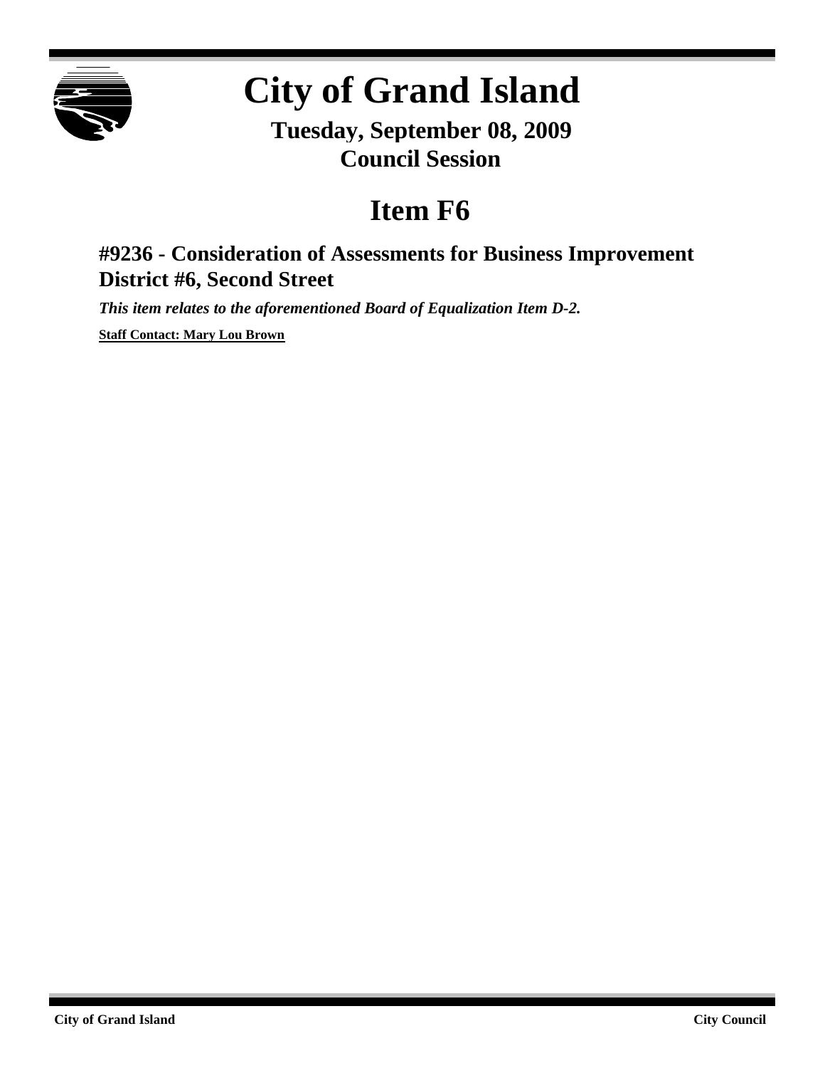# City of Grand Island

## Tuesday, September 08, 2009
## Council Session

# Item F6

### #9236 - Consideration of Assessments for Business Improvement District #6, Second Street

***This item relates to the aforementioned Board of Equalization Item D-2.***

**Staff Contact: Mary Lou Brown**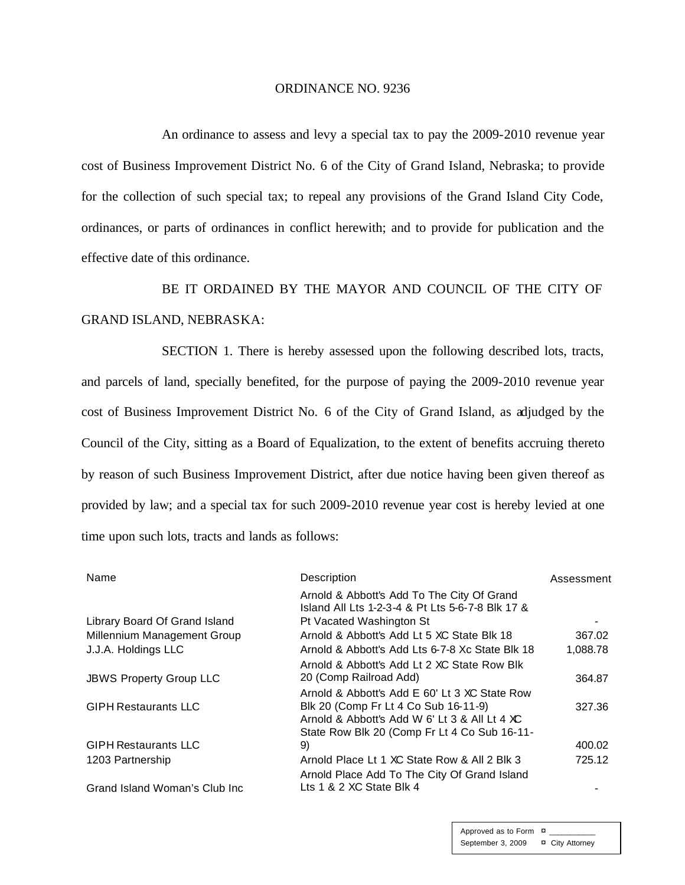ORDINANCE NO. 9236

An ordinance to assess and levy a special tax to pay the 2009-2010 revenue year cost of Business Improvement District No. 6 of the City of Grand Island, Nebraska; to provide for the collection of such special tax; to repeal any provisions of the Grand Island City Code, ordinances, or parts of ordinances in conflict herewith; and to provide for publication and the effective date of this ordinance.

BE IT ORDAINED BY THE MAYOR AND COUNCIL OF THE CITY OF GRAND ISLAND, NEBRASKA:

SECTION 1. There is hereby assessed upon the following described lots, tracts, and parcels of land, specially benefited, for the purpose of paying the 2009-2010 revenue year cost of Business Improvement District No. 6 of the City of Grand Island, as adjudged by the Council of the City, sitting as a Board of Equalization, to the extent of benefits accruing thereto by reason of such Business Improvement District, after due notice having been given thereof as provided by law; and a special tax for such 2009-2010 revenue year cost is hereby levied at one time upon such lots, tracts and lands as follows:

| Name | Description | Assessment |
|---|---|---|
| Library Board Of Grand Island | Arnold & Abbott's Add To The City Of Grand Island All Lts 1-2-3-4 & Pt Lts 5-6-7-8 Blk 17 & Pt Vacated Washington St | - |
| Millennium Management Group | Arnold & Abbott's Add Lt 5 XC State Blk 18 | 367.02 |
| J.J.A. Holdings LLC | Arnold & Abbott's Add Lts 6-7-8 Xc State Blk 18 | 1,088.78 |
| JBWS Property Group LLC | Arnold & Abbott's Add Lt 2 XC State Row Blk 20 (Comp Railroad Add) | 364.87 |
| GIPH Restaurants LLC | Arnold & Abbott's Add E 60' Lt 3 XC State Row Blk 20 (Comp Fr Lt 4 Co Sub 16-11-9) | 327.36 |
| GIPH Restaurants LLC | Arnold & Abbott's Add W 6' Lt 3 & All Lt 4 XC State Row Blk 20 (Comp Fr Lt 4 Co Sub 16-11-9) | 400.02 |
| 1203 Partnership | Arnold Place Lt 1 XC State Row & All 2 Blk 3 | 725.12 |
| Grand Island Woman's Club Inc | Arnold Place Add To The City Of Grand Island Lts 1 & 2 XC State Blk 4 | - |

Approved as to Form ¤ \_\_\_\_\_\_\_\_\_\_
September 3, 2009 ¤ City Attorney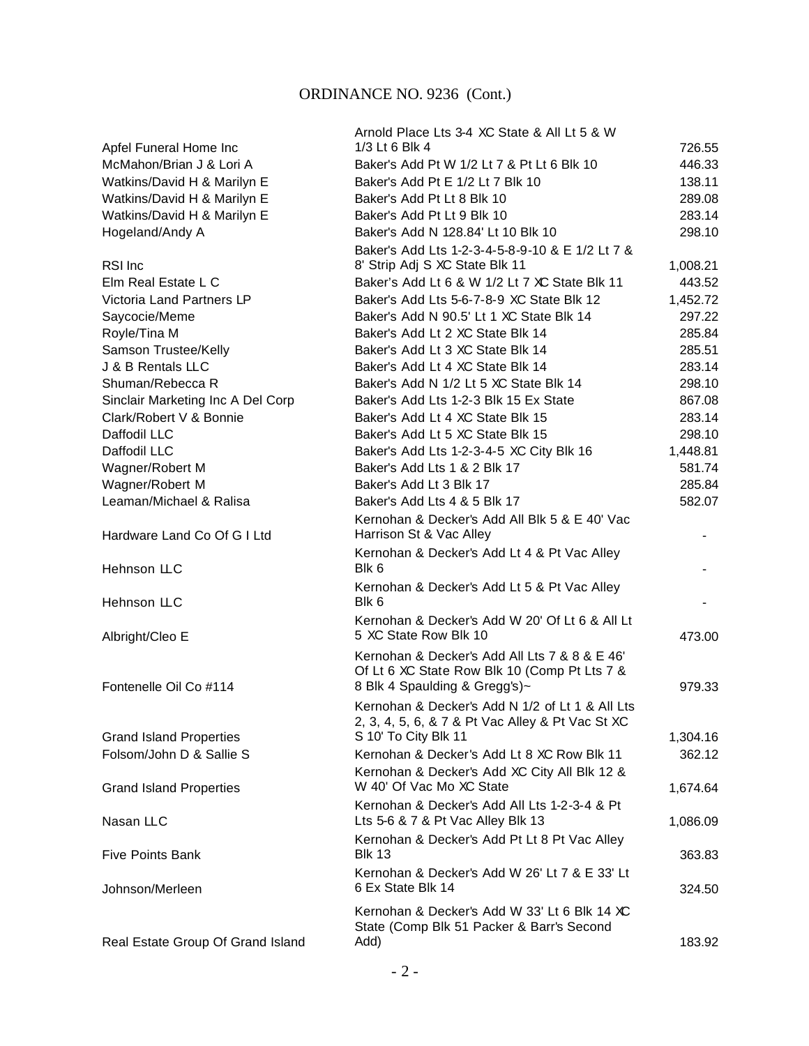# ORDINANCE NO. 9236 (Cont.)

| | | |
|---|---|---|
| Apfel Funeral Home Inc | Arnold Place Lts 3-4 XC State & All Lt 5 & W 1/3 Lt 6 Blk 4 | 726.55 |
| McMahon/Brian J & Lori A | Baker's Add Pt W 1/2 Lt 7 & Pt Lt 6 Blk 10 | 446.33 |
| Watkins/David H & Marilyn E | Baker's Add Pt E 1/2 Lt 7 Blk 10 | 138.11 |
| Watkins/David H & Marilyn E | Baker's Add Pt Lt 8 Blk 10 | 289.08 |
| Watkins/David H & Marilyn E | Baker's Add Pt Lt 9 Blk 10 | 283.14 |
| Hogeland/Andy A | Baker's Add N 128.84' Lt 10 Blk 10 | 298.10 |
| RSI Inc | Baker's Add Lts 1-2-3-4-5-8-9-10 & E 1/2 Lt 7 & 8' Strip Adj S XC State Blk 11 | 1,008.21 |
| Elm Real Estate L C | Baker's Add Lt 6 & W 1/2 Lt 7 XC State Blk 11 | 443.52 |
| Victoria Land Partners LP | Baker's Add Lts 5-6-7-8-9 XC State Blk 12 | 1,452.72 |
| Saycocie/Meme | Baker's Add N 90.5' Lt 1 XC State Blk 14 | 297.22 |
| Royle/Tina M | Baker's Add Lt 2 XC State Blk 14 | 285.84 |
| Samson Trustee/Kelly | Baker's Add Lt 3 XC State Blk 14 | 285.51 |
| J & B Rentals LLC | Baker's Add Lt 4 XC State Blk 14 | 283.14 |
| Shuman/Rebecca R | Baker's Add N 1/2 Lt 5 XC State Blk 14 | 298.10 |
| Sinclair Marketing Inc A Del Corp | Baker's Add Lts 1-2-3 Blk 15 Ex State | 867.08 |
| Clark/Robert V & Bonnie | Baker's Add Lt 4 XC State Blk 15 | 283.14 |
| Daffodil LLC | Baker's Add Lt 5 XC State Blk 15 | 298.10 |
| Daffodil LLC | Baker's Add Lts 1-2-3-4-5 XC City Blk 16 | 1,448.81 |
| Wagner/Robert M | Baker's Add Lts 1 & 2 Blk 17 | 581.74 |
| Wagner/Robert M | Baker's Add Lt 3 Blk 17 | 285.84 |
| Leaman/Michael & Ralisa | Baker's Add Lts 4 & 5 Blk 17 | 582.07 |
| Hardware Land Co Of G I Ltd | Kernohan & Decker's Add All Blk 5 & E 40' Vac Harrison St & Vac Alley | - |
| Hehnson LLC | Kernohan & Decker's Add Lt 4 & Pt Vac Alley Blk 6 | - |
| Hehnson LLC | Kernohan & Decker's Add Lt 5 & Pt Vac Alley Blk 6 | - |
| Albright/Cleo E | Kernohan & Decker's Add W 20' Of Lt 6 & All Lt 5 XC State Row Blk 10 | 473.00 |
| Fontenelle Oil Co #114 | Kernohan & Decker's Add All Lts 7 & 8 & E 46' Of Lt 6 XC State Row Blk 10 (Comp Pt Lts 7 & 8 Blk 4 Spaulding & Gregg's)~ | 979.33 |
| Grand Island Properties | Kernohan & Decker's Add N 1/2 of Lt 1 & All Lts 2, 3, 4, 5, 6, & 7 & Pt Vac Alley & Pt Vac St XC S 10' To City Blk 11 | 1,304.16 |
| Folsom/John D & Sallie S | Kernohan & Decker's Add Lt 8 XC Row Blk 11 | 362.12 |
| Grand Island Properties | Kernohan & Decker's Add XC City All Blk 12 & W 40' Of Vac Mo XC State | 1,674.64 |
| Nasan LLC | Kernohan & Decker's Add All Lts 1-2-3-4 & Pt Lts 5-6 & 7 & Pt Vac Alley Blk 13 | 1,086.09 |
| Five Points Bank | Kernohan & Decker's Add Pt Lt 8 Pt Vac Alley Blk 13 | 363.83 |
| Johnson/Merleen | Kernohan & Decker's Add W 26' Lt 7 & E 33' Lt 6 Ex State Blk 14 | 324.50 |
| Real Estate Group Of Grand Island | Kernohan & Decker's Add W 33' Lt 6 Blk 14 XC State (Comp Blk 51 Packer & Barr's Second Add) | 183.92 |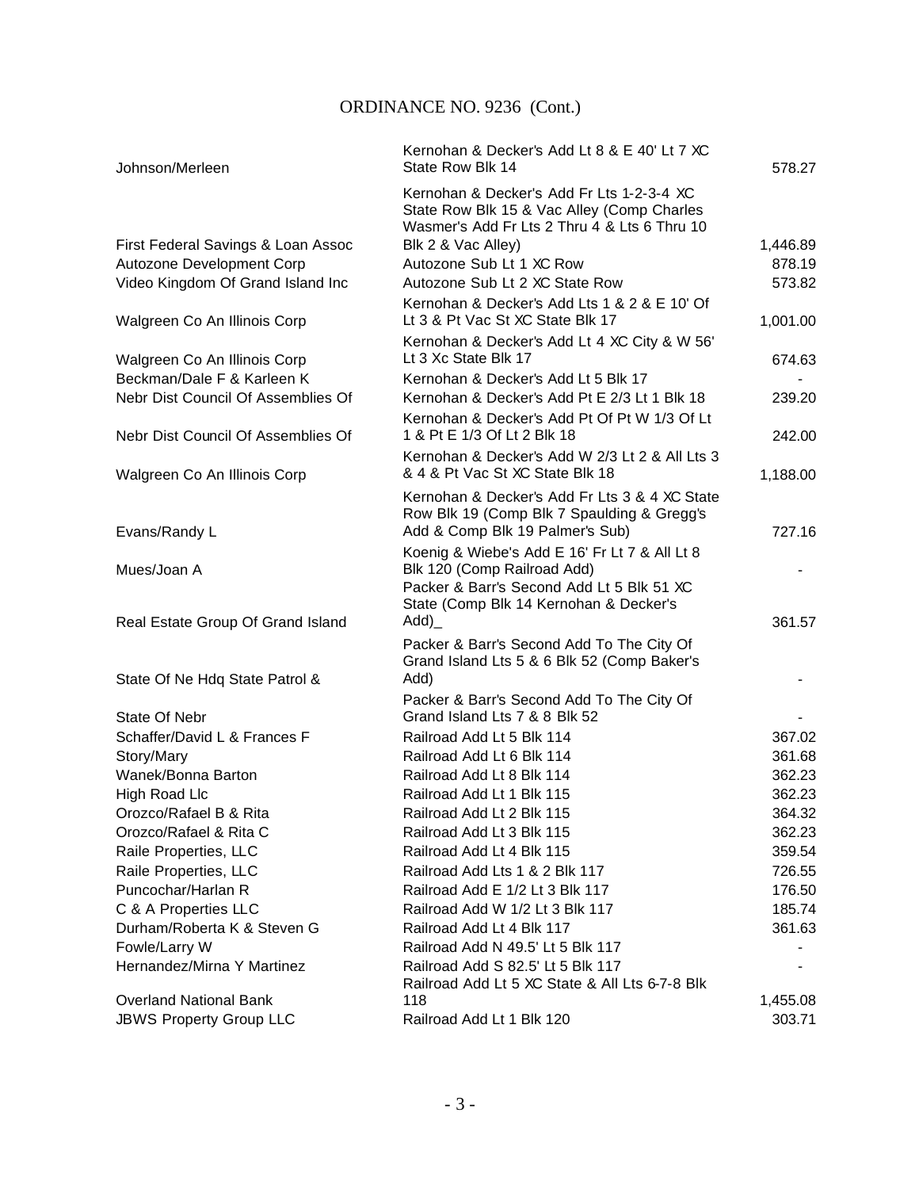ORDINANCE NO. 9236 (Cont.)

| | | |
|---|---|---|
| Johnson/Merleen | Kernohan & Decker's Add Lt 8 & E 40' Lt 7 XC State Row Blk 14 | 578.27 |
| First Federal Savings & Loan Assoc | Kernohan & Decker's Add Fr Lts 1-2-3-4 XC State Row Blk 15 & Vac Alley (Comp Charles Wasmer's Add Fr Lts 2 Thru 4 & Lts 6 Thru 10 Blk 2 & Vac Alley) | 1,446.89 |
| Autozone Development Corp | Autozone Sub Lt 1 XC Row | 878.19 |
| Video Kingdom Of Grand Island Inc | Autozone Sub Lt 2 XC State Row | 573.82 |
| Walgreen Co An Illinois Corp | Kernohan & Decker's Add Lts 1 & 2 & E 10' Of Lt 3 & Pt Vac St XC State Blk 17 | 1,001.00 |
| Walgreen Co An Illinois Corp | Kernohan & Decker's Add Lt 4 XC City & W 56' Lt 3 Xc State Blk 17 | 674.63 |
| Beckman/Dale F & Karleen K | Kernohan & Decker's Add Lt 5 Blk 17 | - |
| Nebr Dist Council Of Assemblies Of | Kernohan & Decker's Add Pt E 2/3 Lt 1 Blk 18 | 239.20 |
| Nebr Dist Council Of Assemblies Of | Kernohan & Decker's Add Pt Of Pt W 1/3 Of Lt 1 & Pt E 1/3 Of Lt 2 Blk 18 | 242.00 |
| Walgreen Co An Illinois Corp | Kernohan & Decker's Add W 2/3 Lt 2 & All Lts 3 & 4 & Pt Vac St XC State Blk 18 | 1,188.00 |
| Evans/Randy L | Kernohan & Decker's Add Fr Lts 3 & 4 XC State Row Blk 19 (Comp Blk 7 Spaulding & Gregg's Add & Comp Blk 19 Palmer's Sub) | 727.16 |
| Mues/Joan A | Koenig & Wiebe's Add E 16' Fr Lt 7 & All Lt 8 Blk 120 (Comp Railroad Add) | - |
| Real Estate Group Of Grand Island | Packer & Barr's Second Add Lt 5 Blk 51 XC State (Comp Blk 14 Kernohan & Decker's Add)_ | 361.57 |
| State Of Ne Hdq State Patrol & | Packer & Barr's Second Add To The City Of Grand Island Lts 5 & 6 Blk 52 (Comp Baker's Add) | - |
| State Of Nebr | Packer & Barr's Second Add To The City Of Grand Island Lts 7 & 8 Blk 52 | - |
| Schaffer/David L & Frances F | Railroad Add Lt 5 Blk 114 | 367.02 |
| Story/Mary | Railroad Add Lt 6 Blk 114 | 361.68 |
| Wanek/Bonna Barton | Railroad Add Lt 8 Blk 114 | 362.23 |
| High Road Llc | Railroad Add Lt 1 Blk 115 | 362.23 |
| Orozco/Rafael B & Rita | Railroad Add Lt 2 Blk 115 | 364.32 |
| Orozco/Rafael & Rita C | Railroad Add Lt 3 Blk 115 | 362.23 |
| Raile Properties, LLC | Railroad Add Lt 4 Blk 115 | 359.54 |
| Raile Properties, LLC | Railroad Add Lts 1 & 2 Blk 117 | 726.55 |
| Puncochar/Harlan R | Railroad Add E 1/2 Lt 3 Blk 117 | 176.50 |
| C & A Properties LLC | Railroad Add W 1/2 Lt 3 Blk 117 | 185.74 |
| Durham/Roberta K & Steven G | Railroad Add Lt 4 Blk 117 | 361.63 |
| Fowle/Larry W | Railroad Add N 49.5' Lt 5 Blk 117 | - |
| Hernandez/Mirna Y Martinez | Railroad Add S 82.5' Lt 5 Blk 117 | - |
| Overland National Bank | Railroad Add Lt 5 XC State & All Lts 6-7-8 Blk 118 | 1,455.08 |
| JBWS Property Group LLC | Railroad Add Lt 1 Blk 120 | 303.71 |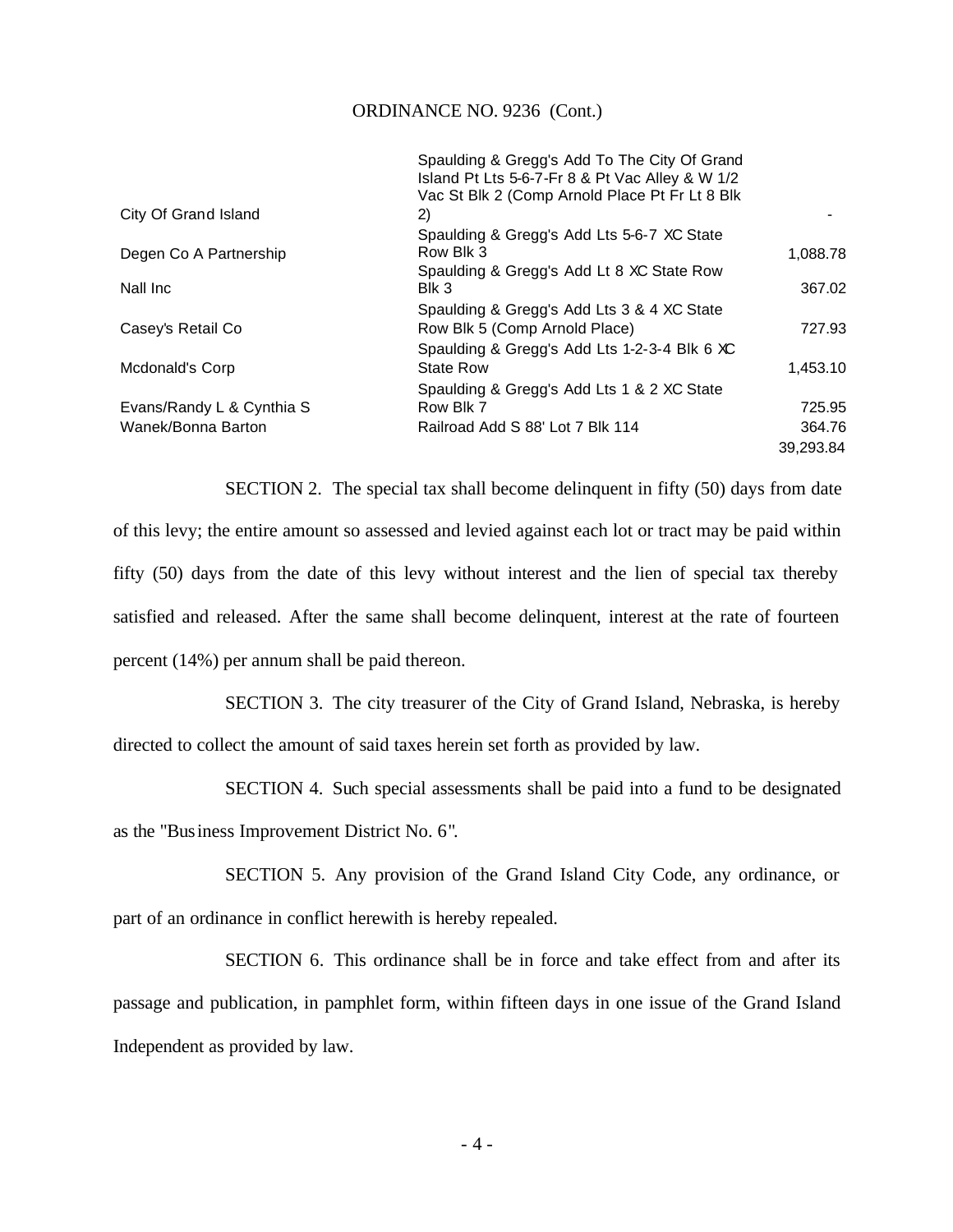ORDINANCE NO. 9236 (Cont.)

| | | |
|---|---|---|
| City Of Grand Island | Spaulding & Gregg's Add To The City Of Grand Island Pt Lts 5-6-7-Fr 8 & Pt Vac Alley & W 1/2 Vac St Blk 2 (Comp Arnold Place Pt Fr Lt 8 Blk 2) | - |
| Degen Co A Partnership | Spaulding & Gregg's Add Lts 5-6-7 XC State Row Blk 3 | 1,088.78 |
| Nall Inc | Spaulding & Gregg's Add Lt 8 XC State Row Blk 3 | 367.02 |
| Casey's Retail Co | Spaulding & Gregg's Add Lts 3 & 4 XC State Row Blk 5 (Comp Arnold Place) | 727.93 |
| Mcdonald's Corp | Spaulding & Gregg's Add Lts 1-2-3-4 Blk 6 XC State Row | 1,453.10 |
| Evans/Randy L & Cynthia S | Spaulding & Gregg's Add Lts 1 & 2 XC State Row Blk 7 | 725.95 |
| Wanek/Bonna Barton | Railroad Add S 88' Lot 7 Blk 114 | 364.76 |
| | | 39,293.84 |

SECTION 2. The special tax shall become delinquent in fifty (50) days from date of this levy; the entire amount so assessed and levied against each lot or tract may be paid within fifty (50) days from the date of this levy without interest and the lien of special tax thereby satisfied and released. After the same shall become delinquent, interest at the rate of fourteen percent (14%) per annum shall be paid thereon.

SECTION 3. The city treasurer of the City of Grand Island, Nebraska, is hereby directed to collect the amount of said taxes herein set forth as provided by law.

SECTION 4. Such special assessments shall be paid into a fund to be designated as the "Business Improvement District No. 6".

SECTION 5. Any provision of the Grand Island City Code, any ordinance, or part of an ordinance in conflict herewith is hereby repealed.

SECTION 6. This ordinance shall be in force and take effect from and after its passage and publication, in pamphlet form, within fifteen days in one issue of the Grand Island Independent as provided by law.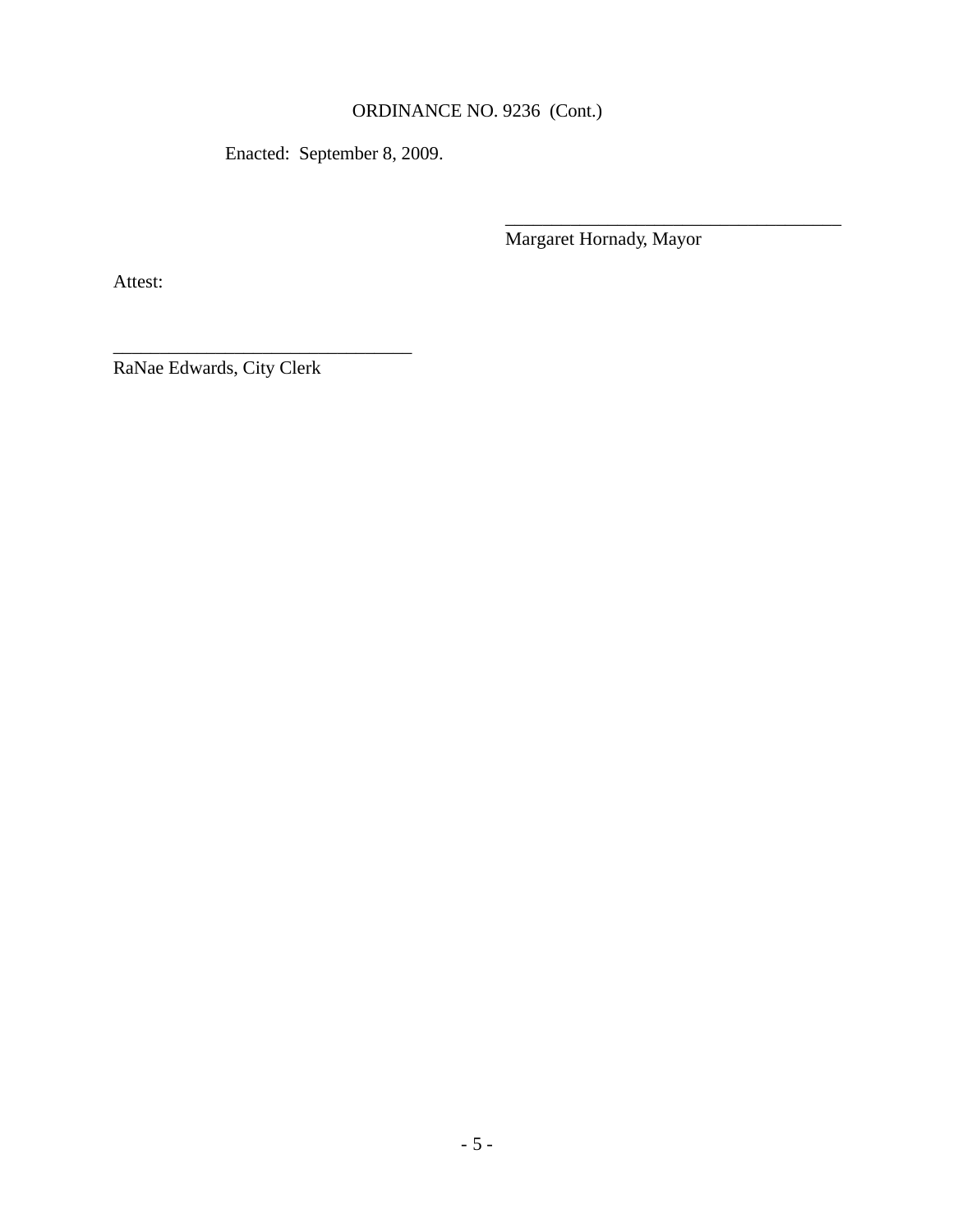ORDINANCE NO. 9236 (Cont.)

Enacted: September 8, 2009.

_____________________________________
Margaret Hornady, Mayor

Attest:

_________________________________
RaNae Edwards, City Clerk